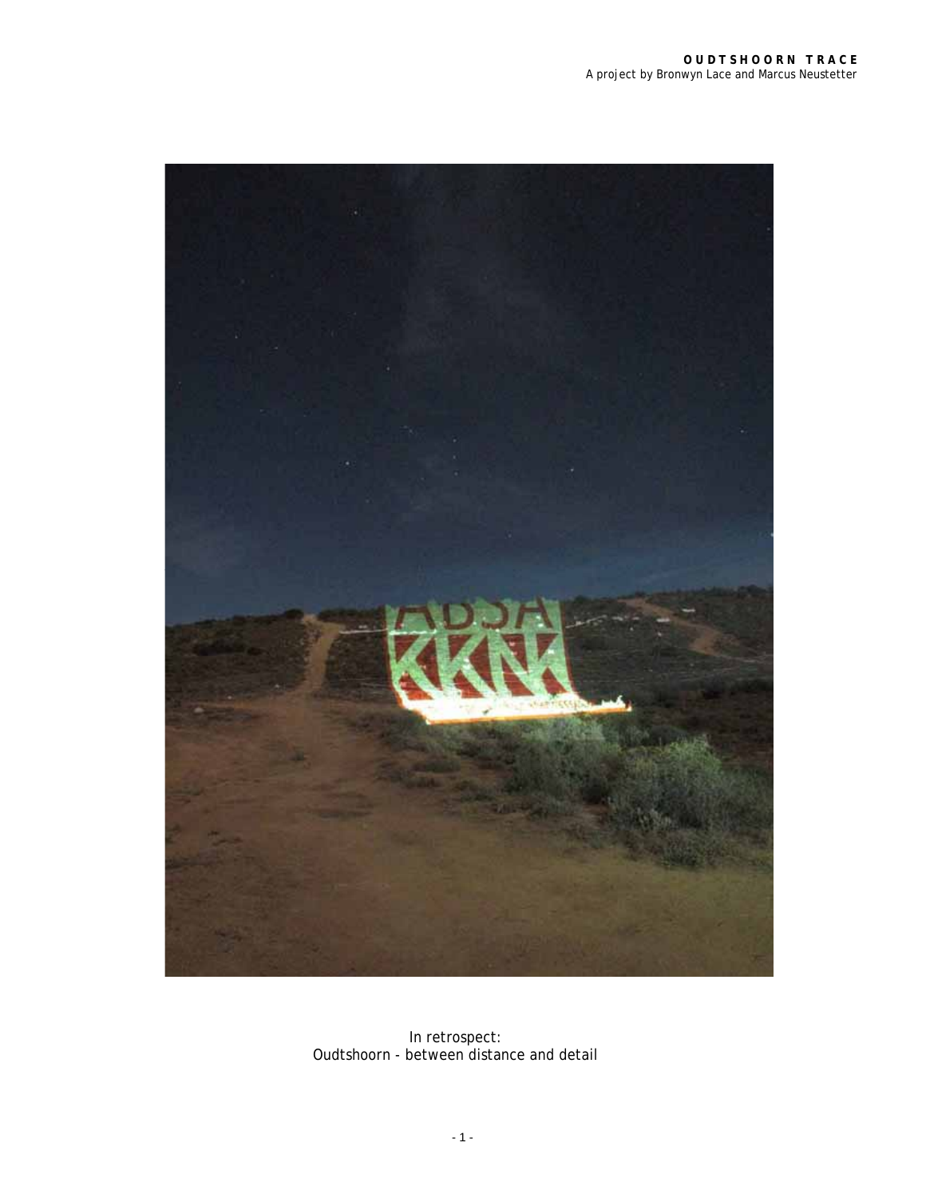OUDTSHOORN TRACE
A project by Bronwyn Lace and Marcus Neustetter

In retrospect:
Oudtshoorn - between distance and detail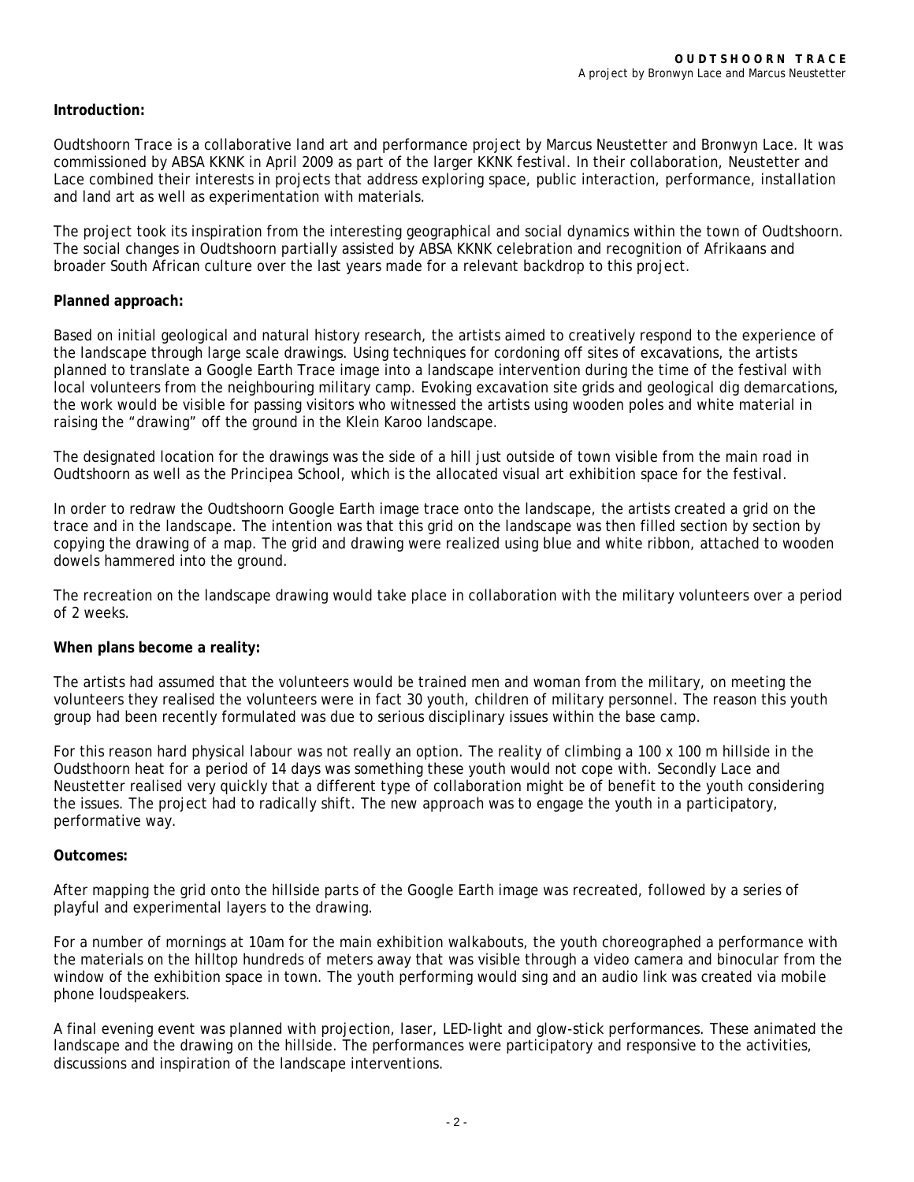**Introduction:**

Oudtshoorn Trace is a collaborative land art and performance project by Marcus Neustetter and Bronwyn Lace. It was commissioned by ABSA KKNK in April 2009 as part of the larger KKNK festival. In their collaboration, Neustetter and Lace combined their interests in projects that address exploring space, public interaction, performance, installation and land art as well as experimentation with materials.

The project took its inspiration from the interesting geographical and social dynamics within the town of Oudtshoorn. The social changes in Oudtshoorn partially assisted by ABSA KKNK celebration and recognition of Afrikaans and broader South African culture over the last years made for a relevant backdrop to this project.

**Planned approach:**

Based on initial geological and natural history research, the artists aimed to creatively respond to the experience of the landscape through large scale drawings. Using techniques for cordoning off sites of excavations, the artists planned to translate a Google Earth Trace image into a landscape intervention during the time of the festival with local volunteers from the neighbouring military camp. Evoking excavation site grids and geological dig demarcations, the work would be visible for passing visitors who witnessed the artists using wooden poles and white material in raising the "drawing" off the ground in the Klein Karoo landscape.

The designated location for the drawings was the side of a hill just outside of town visible from the main road in Oudtshoorn as well as the Principea School, which is the allocated visual art exhibition space for the festival.

In order to redraw the Oudtshoorn Google Earth image trace onto the landscape, the artists created a grid on the trace and in the landscape. The intention was that this grid on the landscape was then filled section by section by copying the drawing of a map. The grid and drawing were realized using blue and white ribbon, attached to wooden dowels hammered into the ground.

The recreation on the landscape drawing would take place in collaboration with the military volunteers over a period of 2 weeks.

**When plans become a reality:**

The artists had assumed that the volunteers would be trained men and woman from the military, on meeting the volunteers they realised the volunteers were in fact 30 youth, children of military personnel. The reason this youth group had been recently formulated was due to serious disciplinary issues within the base camp.

For this reason hard physical labour was not really an option. The reality of climbing a 100 x 100 m hillside in the Oudsthoorn heat for a period of 14 days was something these youth would not cope with. Secondly Lace and Neustetter realised very quickly that a different type of collaboration might be of benefit to the youth considering the issues. The project had to radically shift. The new approach was to engage the youth in a participatory, performative way.

**Outcomes:**

After mapping the grid onto the hillside parts of the Google Earth image was recreated, followed by a series of playful and experimental layers to the drawing.

For a number of mornings at 10am for the main exhibition walkabouts, the youth choreographed a performance with the materials on the hilltop hundreds of meters away that was visible through a video camera and binocular from the window of the exhibition space in town. The youth performing would sing and an audio link was created via mobile phone loudspeakers.

A final evening event was planned with projection, laser, LED-light and glow-stick performances. These animated the landscape and the drawing on the hillside. The performances were participatory and responsive to the activities, discussions and inspiration of the landscape interventions.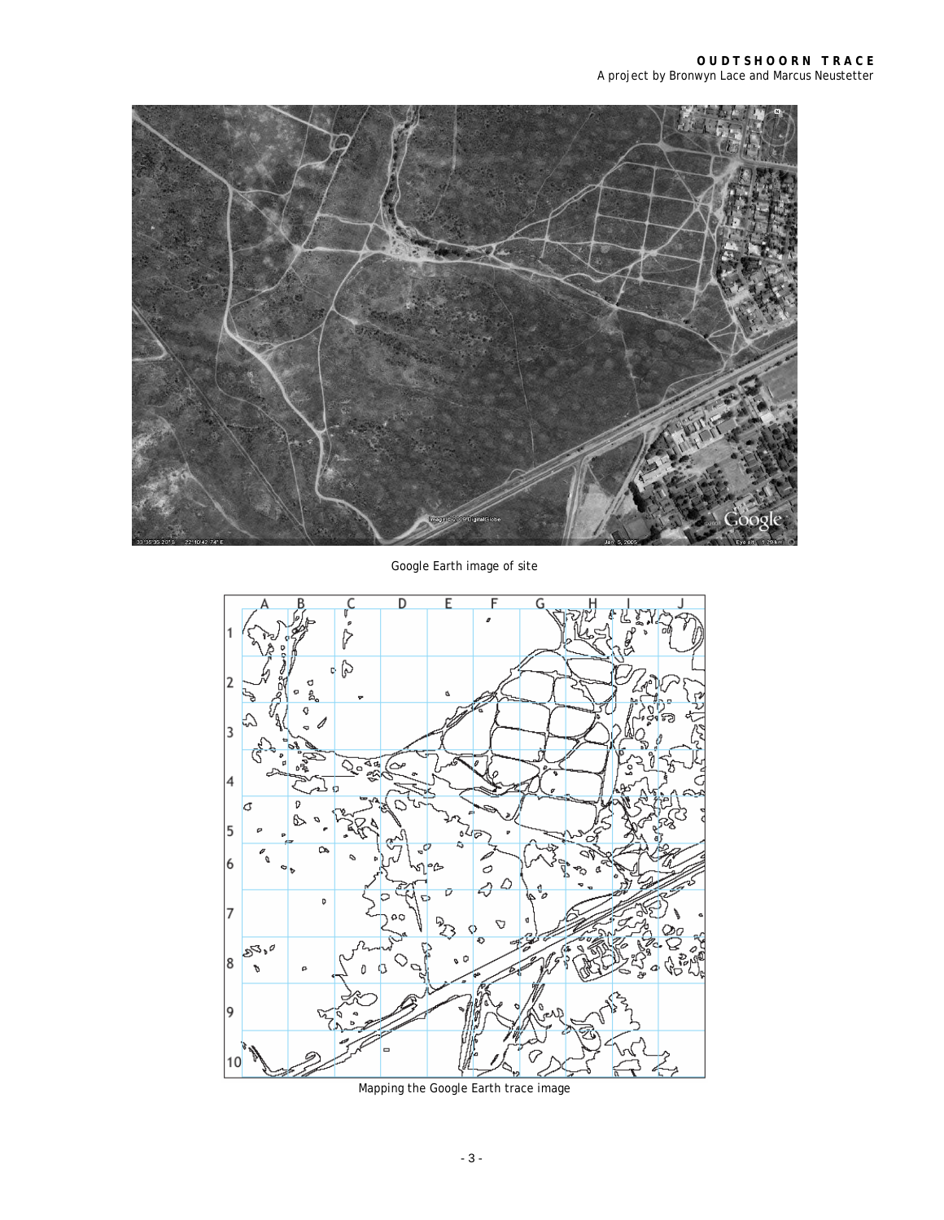Google Earth image of site

Mapping the Google Earth trace image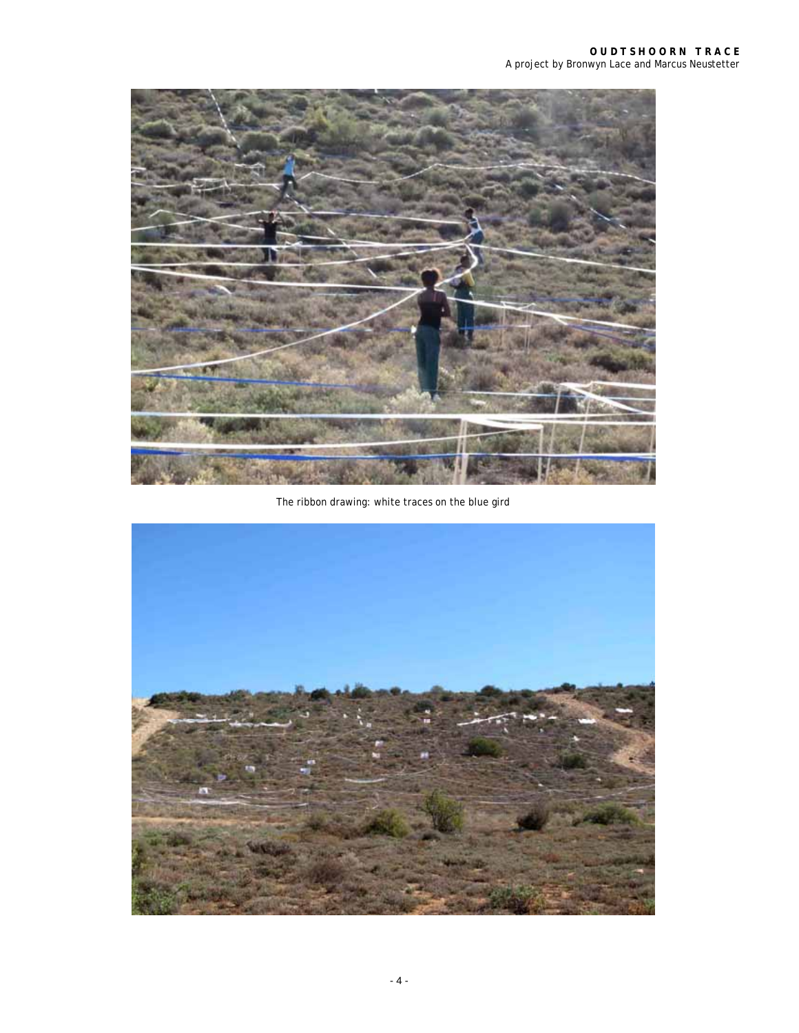The ribbon drawing: white traces on the blue gird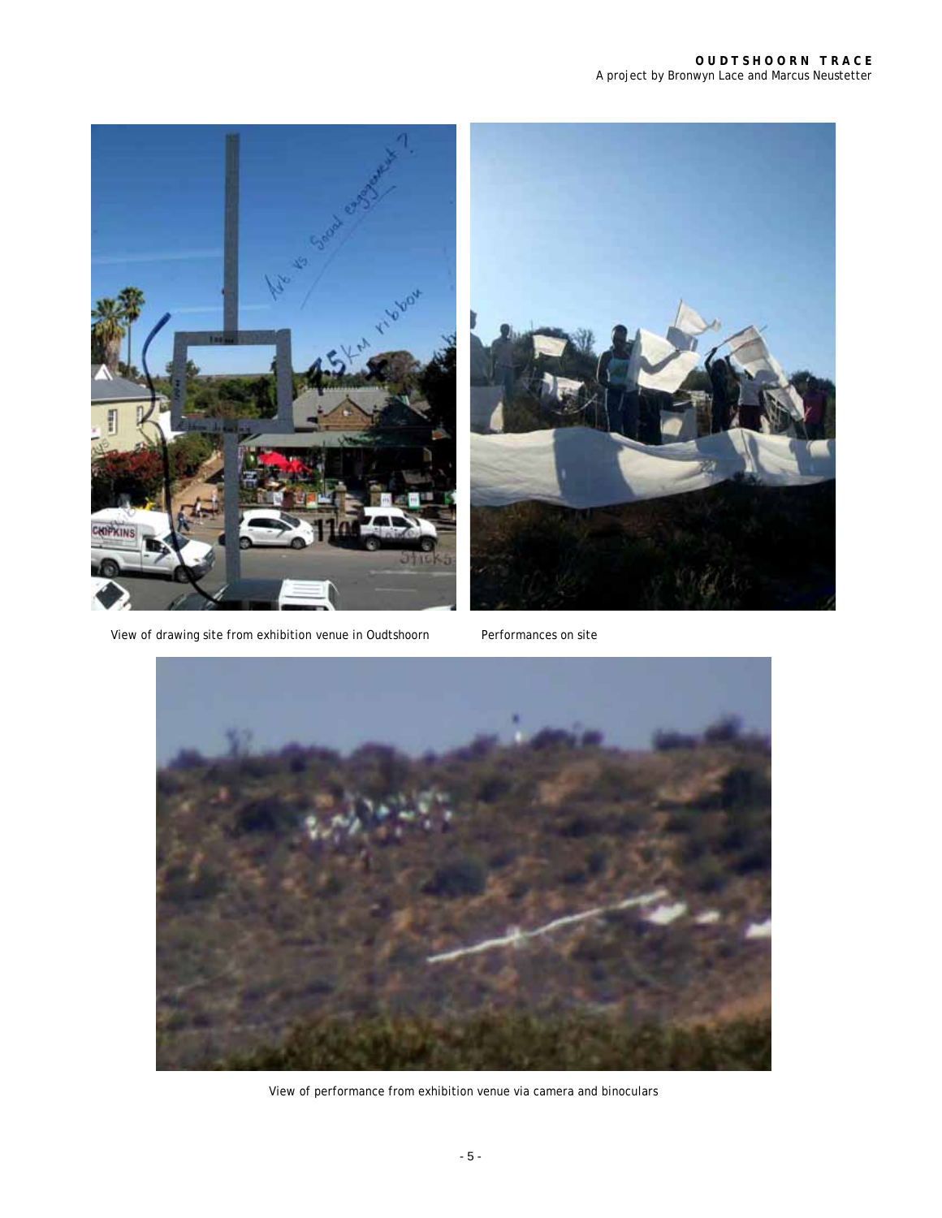View of drawing site from exhibition venue in Oudtshoorn

Performances on site

View of performance from exhibition venue via camera and binoculars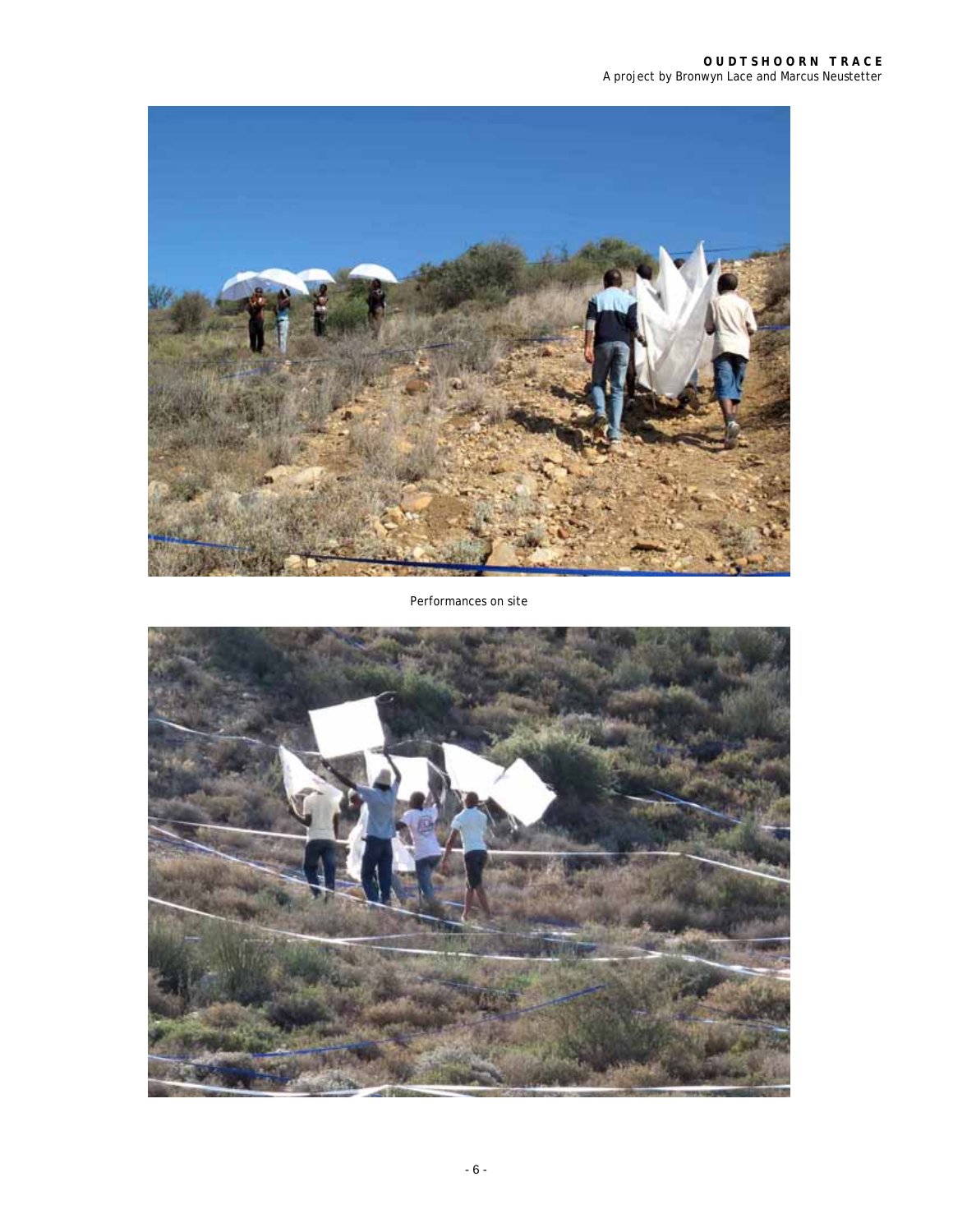Performances on site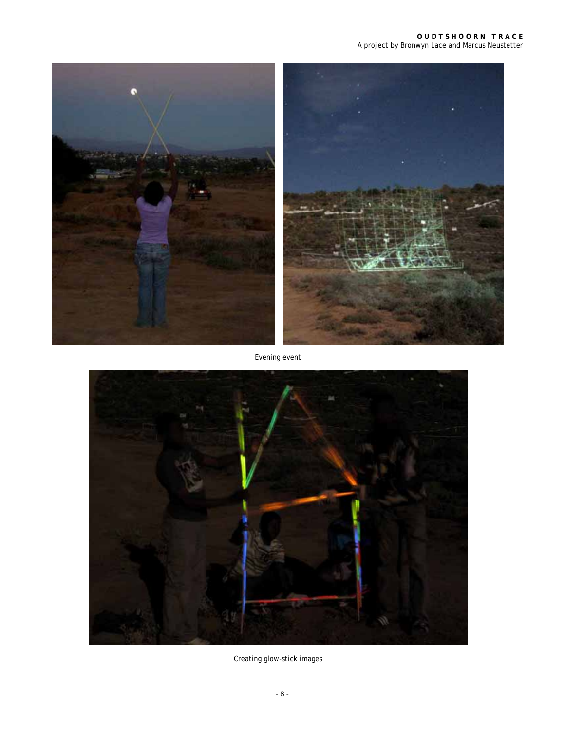Evening event

Creating glow-stick images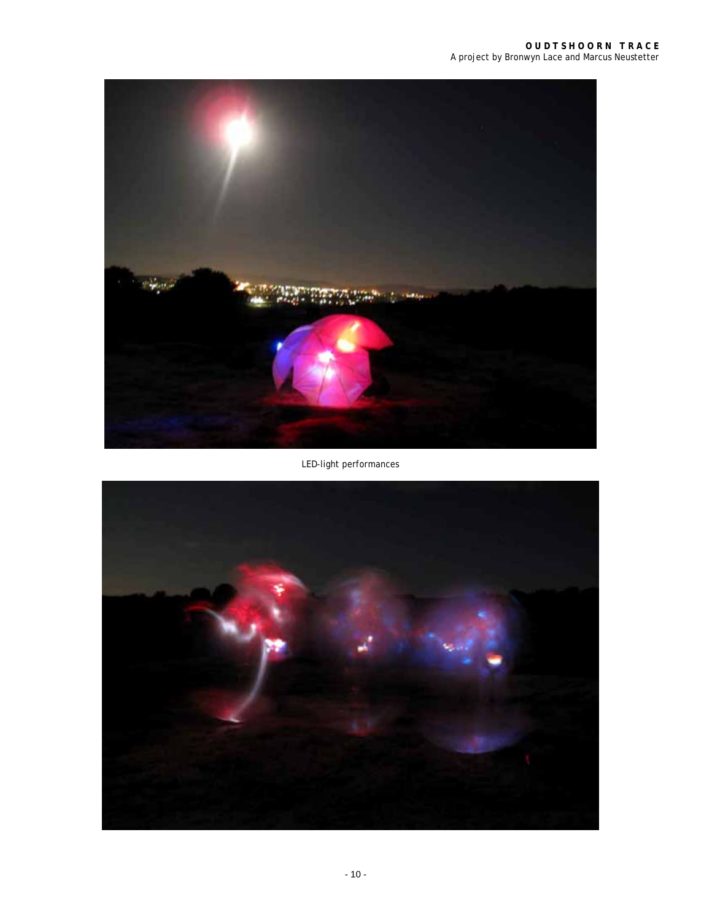LED-light performances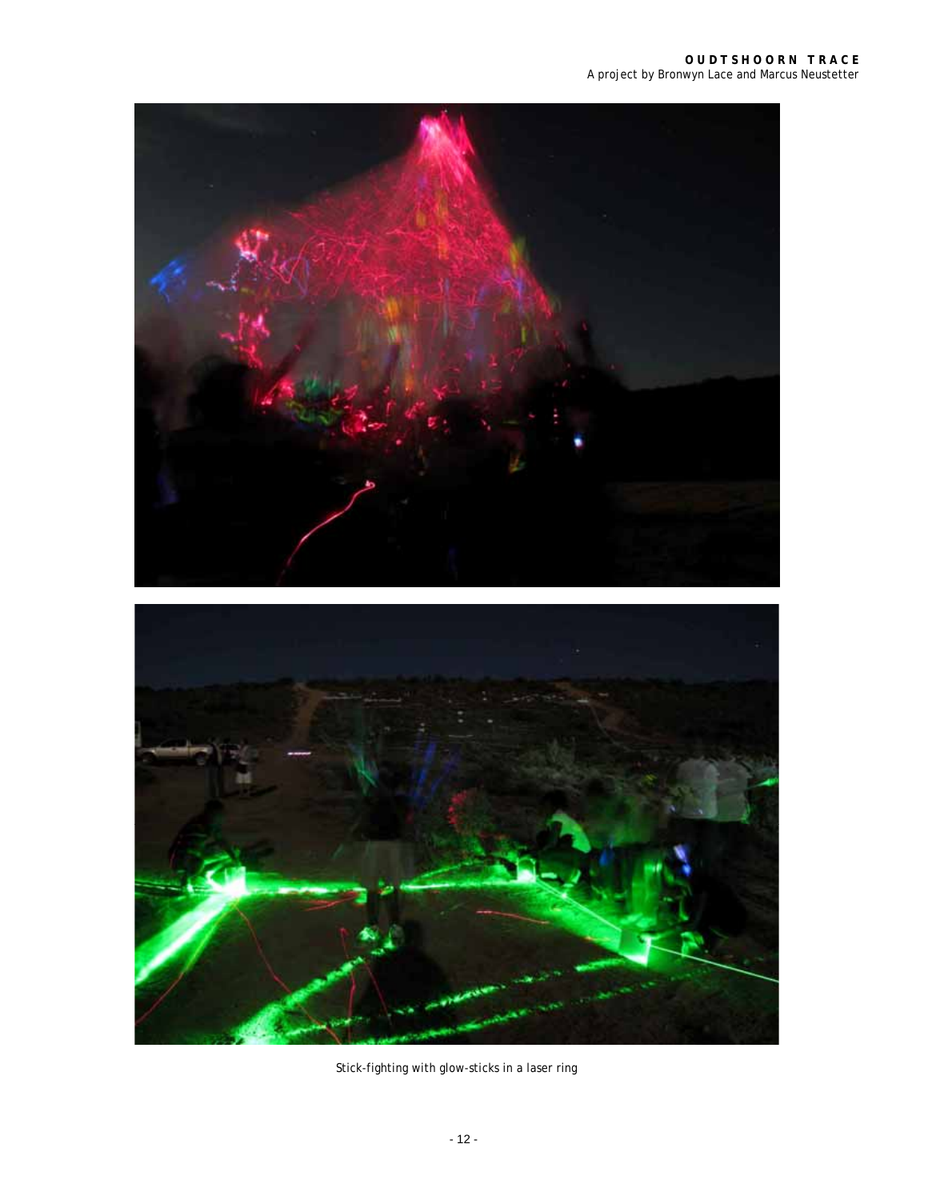Stick-fighting with glow-sticks in a laser ring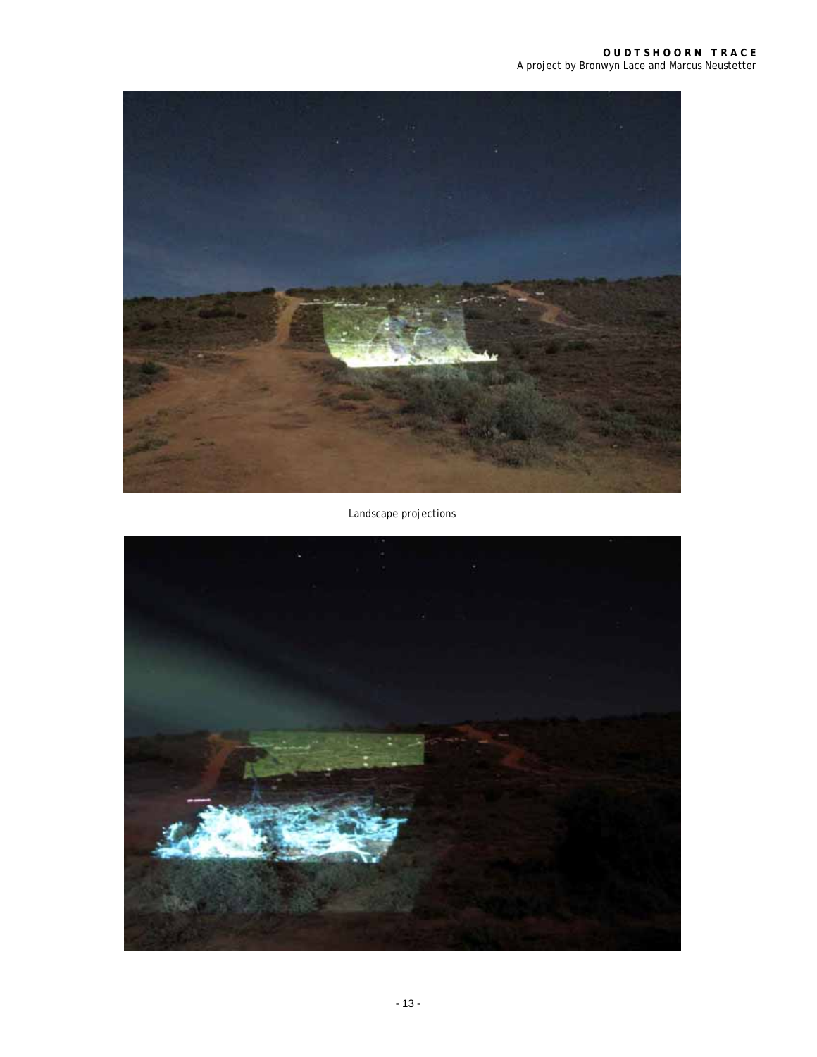Landscape projections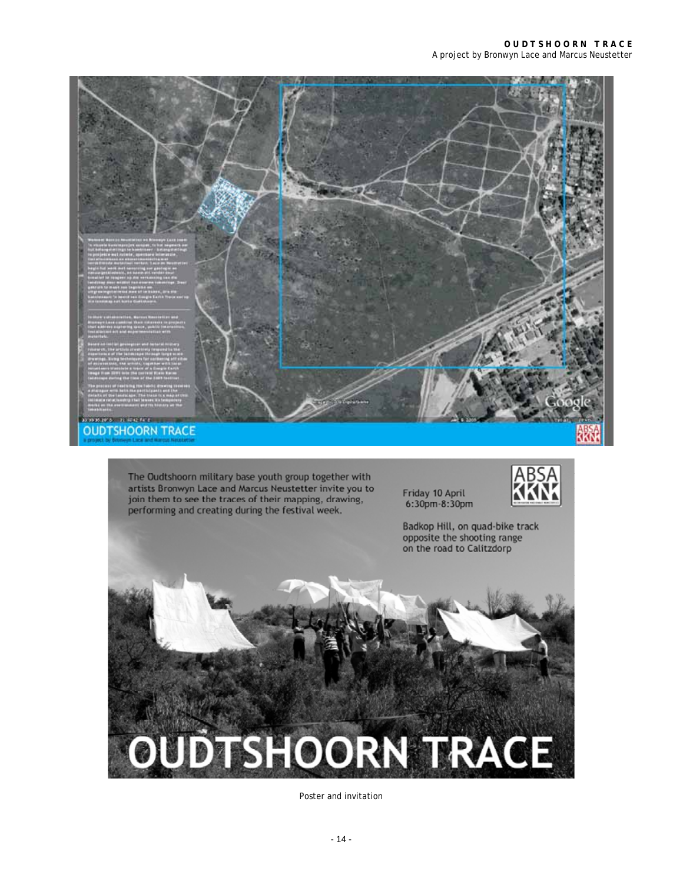The Oudtshoorn military base youth group together with artists Bronwyn Lace and Marcus Neustetter invite you to join them to see the traces of their mapping, drawing, performing and creating during the festival week.

Friday 10 April
6:30pm-8:30pm

Badkop Hill, on quad-bike track opposite the shooting range on the road to Calitzdorp

# OUDTSHOORN TRACE

Poster and invitation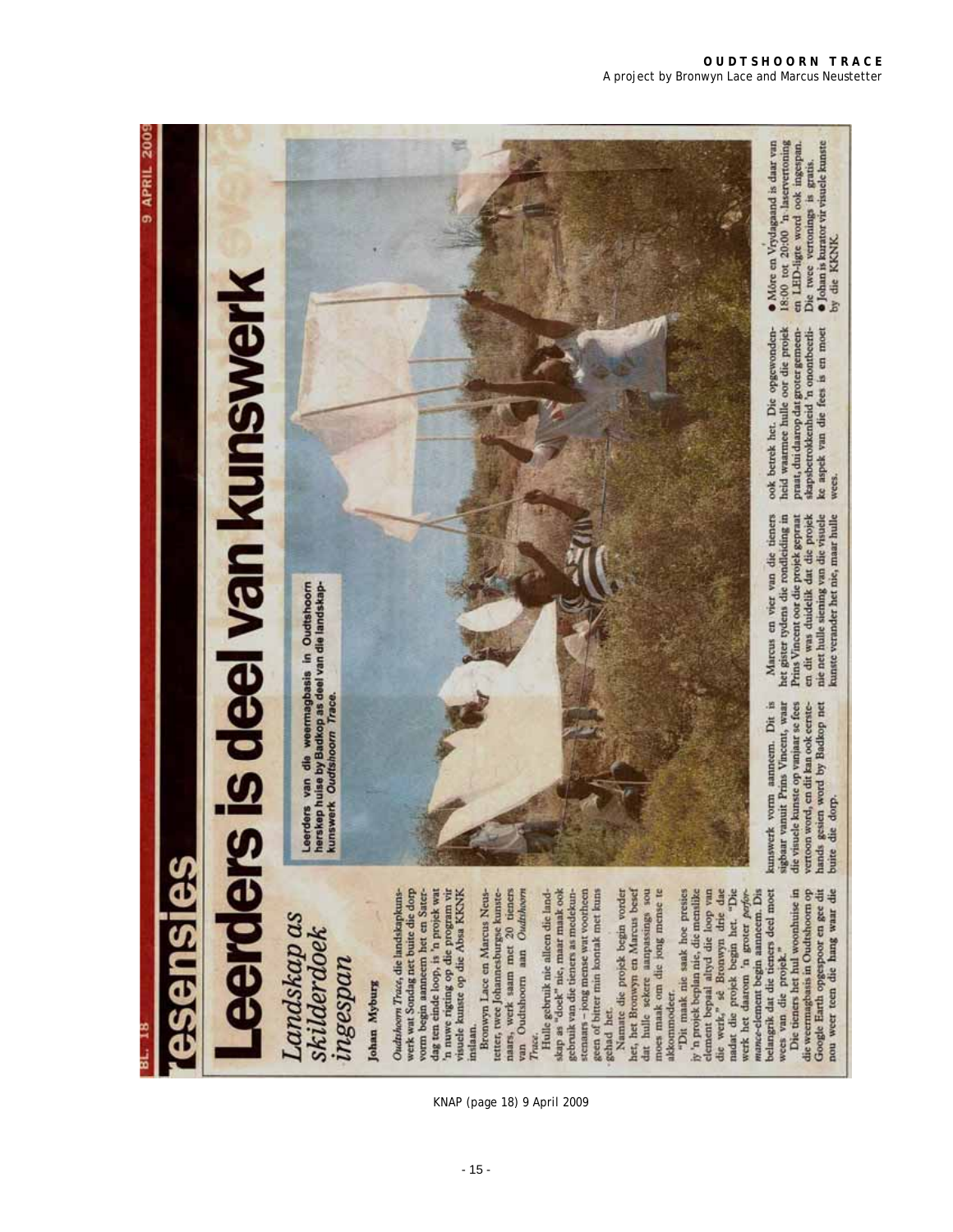BL. 18 — 9 APRIL 2009

# resensies

# Leerders is deel van kunswerk

## *Landskap as skilderdoek ingespan*

**Johan Myburg**

*Oudtshoorn Trace*, die landskapkunswerk wat Sondag net buite die dorp vorm begin aanneem het en Saterdag ten einde loop, is 'n projek wat 'n nuwe rigting op die program vir visuele kunste op die Absa KKNK inslaan.

Bronwyn Lace en Marcus Neustetter, twee Johannesburgse kunstenaars, werk saam met 20 tieners van Oudtshoorn aan *Oudtshoorn Trace*.

Hulle gebruik nie alleen die landskap as "doek" nie, maar maak ook gebruik van die tieners as medekunstenaars – jong mense wat voorheen geen of bitter min kontak met kuns gehad het.

Namate die projek begin vorder het, het Bronwyn en Marcus besef dat hulle sekere aanpassings sou moes maak om die jong mense te akkommodeer.

"Dit maak nie saak hoe presies jy 'n projek beplan nie, die menslike element bepaal altyd die loop van die werk," sê Bronwyn drie dae nadat die projek begin het. "Die werk het daarom 'n groter *performance*-element begin aanneem. Dis belangrik dat die tieners deel moet wees van die projek."

Die tieners het hul woonhuise in die weermagbasis in Oudtshoorn op Google Earth opgespoor en gee dit nou weer teen die hang waar die kunswerk vorm aanneem. Dit is sigbaar vanuit Prins Vincent, waar die visuele kunste op vanjaar se fees vertoon word, en dit kan ook eerstehands gesien word by Badkop net buite die dorp.

Marcus en vier van die tieners het gister tydens die rondleiding in Prins Vincent oor die projek gepraat en dit was duidelik dat die projek nie net hulle siening van die visuele kunste verander het nie, maar hulle ook betrek het. Die opgewondenheid waarmee hulle oor die projek praat, dui daarop dat groter gemeenskapsbetrokkenheid 'n onontbeerlike aspek van die fees is en moet wees.

- Môre en Vrydagaand is daar van 18:00 tot 20:00 'n laservertoning en LED-ligte word ook ingespan. Die twee vertonings is gratis.
- Johan is kurator vir visuele kunste by die KKNK.

Leerders van die weermagbasis in Oudtshoorn herskep huise by Badkop as deel van die landskapkunswerk *Oudtshoorn Trace*.

KNAP (page 18) 9 April 2009